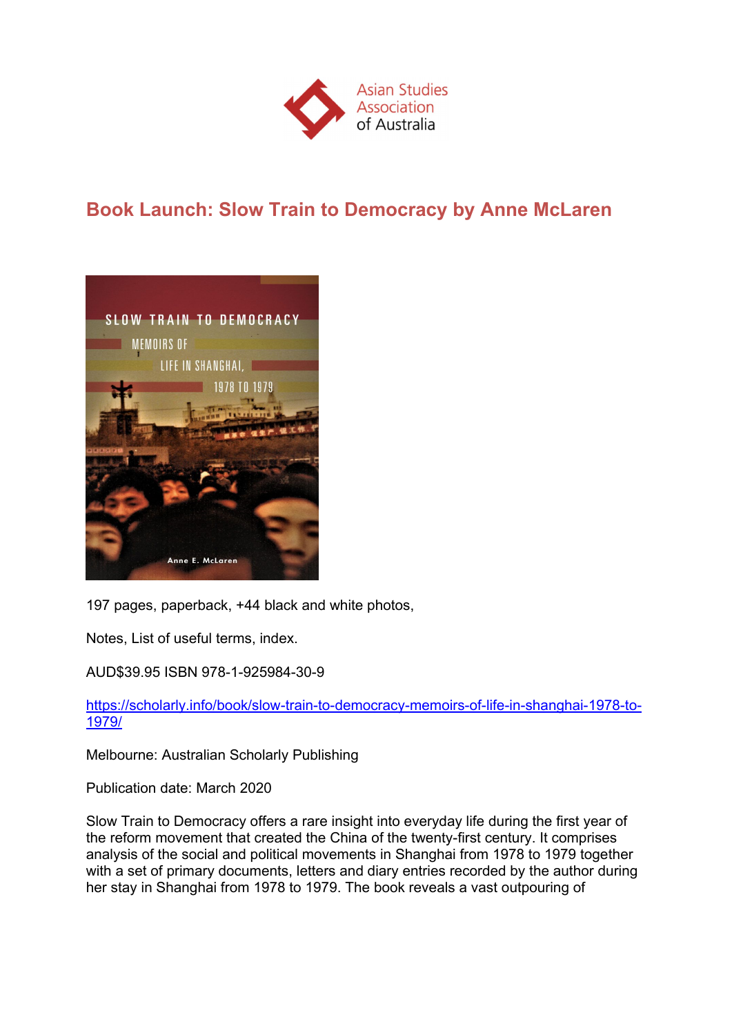Asian Studies Association of Australia

# Book Launch: Slow Train to Democracy by Anne McLaren

197 pages, paperback, +44 black and white photos,

Notes, List of useful terms, index.

AUD$39.95 ISBN 978-1-925984-30-9

https://scholarly.info/book/slow-train-to-democracy-memoirs-of-life-in-shanghai-1978-to-1979/

Melbourne: Australian Scholarly Publishing

Publication date: March 2020

Slow Train to Democracy offers a rare insight into everyday life during the first year of the reform movement that created the China of the twenty-first century. It comprises analysis of the social and political movements in Shanghai from 1978 to 1979 together with a set of primary documents, letters and diary entries recorded by the author during her stay in Shanghai from 1978 to 1979. The book reveals a vast outpouring of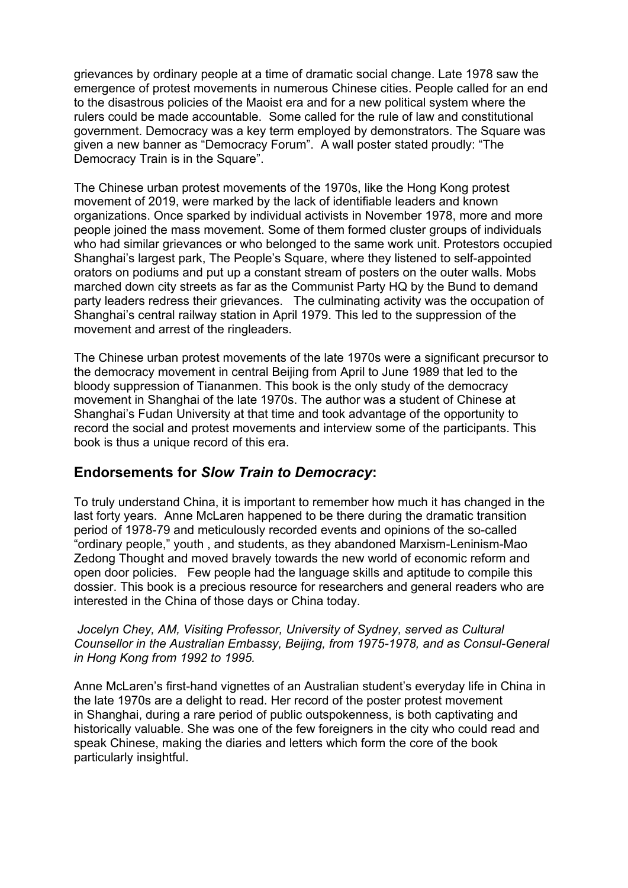grievances by ordinary people at a time of dramatic social change. Late 1978 saw the emergence of protest movements in numerous Chinese cities. People called for an end to the disastrous policies of the Maoist era and for a new political system where the rulers could be made accountable. Some called for the rule of law and constitutional government. Democracy was a key term employed by demonstrators. The Square was given a new banner as "Democracy Forum". A wall poster stated proudly: "The Democracy Train is in the Square".

The Chinese urban protest movements of the 1970s, like the Hong Kong protest movement of 2019, were marked by the lack of identifiable leaders and known organizations. Once sparked by individual activists in November 1978, more and more people joined the mass movement. Some of them formed cluster groups of individuals who had similar grievances or who belonged to the same work unit. Protestors occupied Shanghai's largest park, The People's Square, where they listened to self-appointed orators on podiums and put up a constant stream of posters on the outer walls. Mobs marched down city streets as far as the Communist Party HQ by the Bund to demand party leaders redress their grievances. The culminating activity was the occupation of Shanghai's central railway station in April 1979. This led to the suppression of the movement and arrest of the ringleaders.

The Chinese urban protest movements of the late 1970s were a significant precursor to the democracy movement in central Beijing from April to June 1989 that led to the bloody suppression of Tiananmen. This book is the only study of the democracy movement in Shanghai of the late 1970s. The author was a student of Chinese at Shanghai's Fudan University at that time and took advantage of the opportunity to record the social and protest movements and interview some of the participants. This book is thus a unique record of this era.

## Endorsements for *Slow Train to Democracy*:

To truly understand China, it is important to remember how much it has changed in the last forty years. Anne McLaren happened to be there during the dramatic transition period of 1978-79 and meticulously recorded events and opinions of the so-called "ordinary people," youth , and students, as they abandoned Marxism-Leninism-Mao Zedong Thought and moved bravely towards the new world of economic reform and open door policies. Few people had the language skills and aptitude to compile this dossier. This book is a precious resource for researchers and general readers who are interested in the China of those days or China today.

*Jocelyn Chey, AM, Visiting Professor, University of Sydney, served as Cultural Counsellor in the Australian Embassy, Beijing, from 1975-1978, and as Consul-General in Hong Kong from 1992 to 1995.*

Anne McLaren's first-hand vignettes of an Australian student's everyday life in China in the late 1970s are a delight to read. Her record of the poster protest movement in Shanghai, during a rare period of public outspokenness, is both captivating and historically valuable. She was one of the few foreigners in the city who could read and speak Chinese, making the diaries and letters which form the core of the book particularly insightful.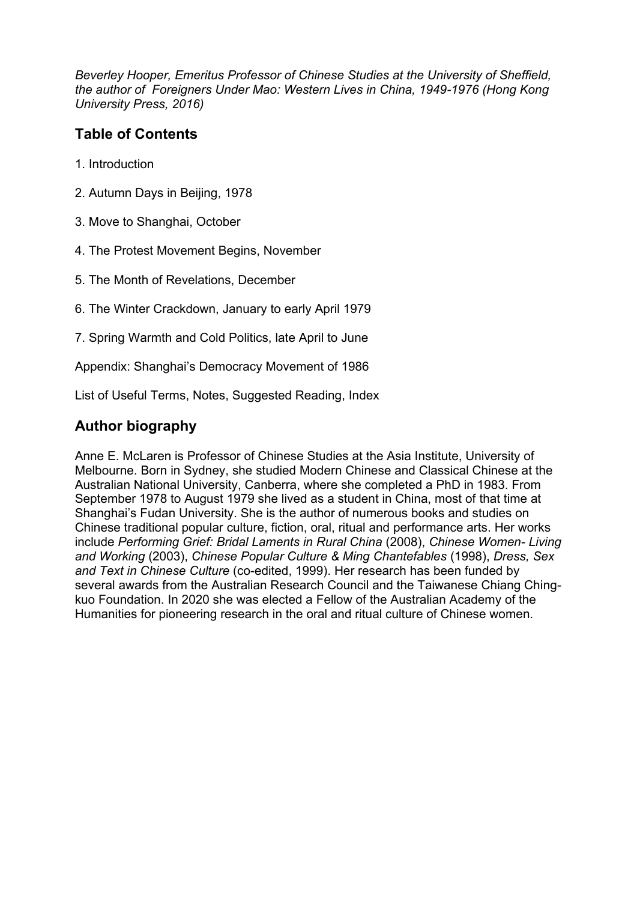*Beverley Hooper, Emeritus Professor of Chinese Studies at the University of Sheffield, the author of Foreigners Under Mao: Western Lives in China, 1949-1976 (Hong Kong University Press, 2016)*

## Table of Contents

1. Introduction

2. Autumn Days in Beijing, 1978

3. Move to Shanghai, October

4. The Protest Movement Begins, November

5. The Month of Revelations, December

6. The Winter Crackdown, January to early April 1979

7. Spring Warmth and Cold Politics, late April to June

Appendix: Shanghai's Democracy Movement of 1986

List of Useful Terms, Notes, Suggested Reading, Index

## Author biography

Anne E. McLaren is Professor of Chinese Studies at the Asia Institute, University of Melbourne. Born in Sydney, she studied Modern Chinese and Classical Chinese at the Australian National University, Canberra, where she completed a PhD in 1983. From September 1978 to August 1979 she lived as a student in China, most of that time at Shanghai's Fudan University. She is the author of numerous books and studies on Chinese traditional popular culture, fiction, oral, ritual and performance arts. Her works include *Performing Grief: Bridal Laments in Rural China* (2008), *Chinese Women- Living and Working* (2003), *Chinese Popular Culture & Ming Chantefables* (1998), *Dress, Sex and Text in Chinese Culture* (co-edited, 1999). Her research has been funded by several awards from the Australian Research Council and the Taiwanese Chiang Ching-kuo Foundation. In 2020 she was elected a Fellow of the Australian Academy of the Humanities for pioneering research in the oral and ritual culture of Chinese women.